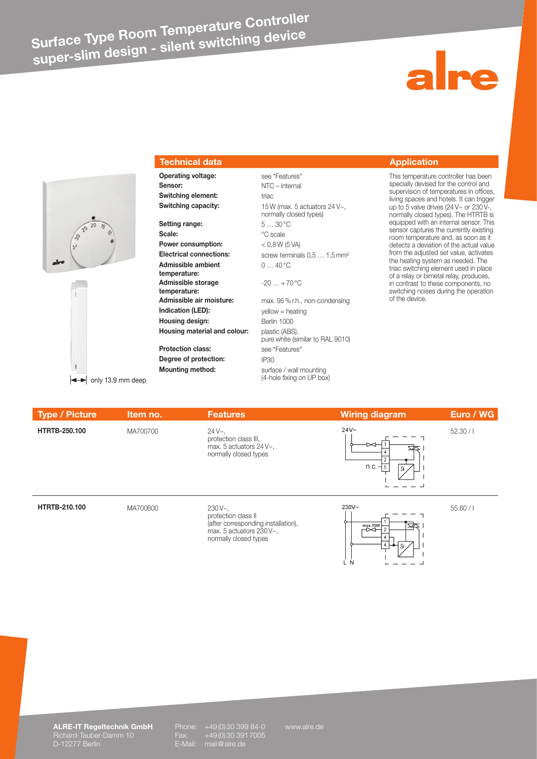# Surface Type Room Temperature Controller
## super-slim design - silent switching device

only 13.9 mm deep

## Technical data

| | |
|---|---|
| **Operating voltage:** | see "Features" |
| **Sensor:** | NTC – internal |
| **Switching element:** | triac |
| **Switching capacity:** | 15 W (max. 5 actuators 24 V~, normally closed types) |
| **Setting range:** | 5 … 30 °C |
| **Scale:** | °C scale |
| **Power consumption:** | < 0,8 W (5 VA) |
| **Electrical connections:** | screw terminals 0,5 … 1,5 mm² |
| **Admissible ambient temperature:** | 0 … 40 °C |
| **Admissible storage temperature:** | -20 … + 70 °C |
| **Admissible air moisture:** | max. 95 % r.h., non-condensing |
| **Indication (LED):** | yellow = heating |
| **Housing design:** | Berlin 1000 |
| **Housing material and colour:** | plastic (ABS), pure white (similar to RAL 9010) |
| **Protection class:** | see "Features" |
| **Degree of protection:** | IP30 |
| **Mounting method:** | surface / wall mounting (4-hole fixing on UP box) |

## Application

This temperature controller has been specially devised for the control and supervision of temperatures in offices, living spaces and hotels. It can trigger up to 5 valve drives (24 V~ or 230 V~, normally closed types). The HTRTB is equipped with an internal sensor. This sensor captures the currently existing room temperature and, as soon as it detects a deviation of the actual value from the adjusted set value, activates the heating system as needed. The triac switching element used in place of a relay or bimetal relay, produces, in contrast to these components, no switching noises during the operation of the device.

| Type / Picture | Item no. | Features | Wiring diagram | Euro / WG |
|---|---|---|---|---|
| **HTRTB-250.100** | MA700700 | 24 V~, protection class III, max. 5 actuators 24 V~, normally closed types | 24V~; terminals 1, 4, 2, 5; n.c. | 52.30 / I |
| **HTRTB-210.100** | MA700600 | 230 V~, protection class II (after corresponding installation), max. 5 actuators 230 V~, normally closed types | 230V~; max.15W; terminals 1, 2, 4, 4; L N | 55.60 / I |

**ALRE-IT Regeltechnik GmbH**
Richard-Tauber-Damm 10
D-12277 Berlin

Phone: +49 (0) 30 399 84-0
Fax: +49 (0) 30 391 7005
E-Mail: mail@alre.de

www.alre.de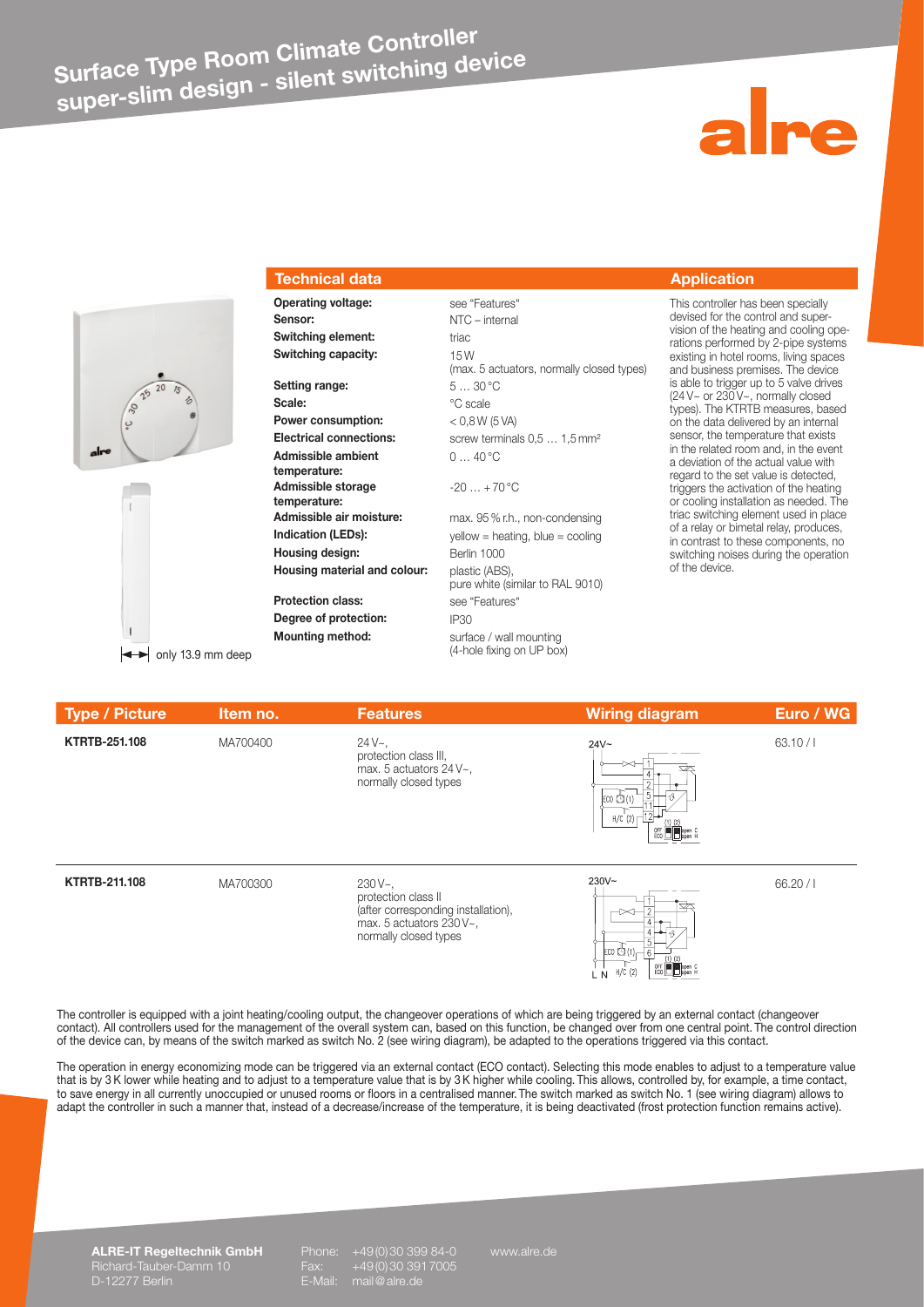# Surface Type Room Climate Controller
## super-slim design - silent switching device

alre

only 13.9 mm deep

## Technical data

| | |
|---|---|
| **Operating voltage:** | see "Features" |
| **Sensor:** | NTC – internal |
| **Switching element:** | triac |
| **Switching capacity:** | 15 W (max. 5 actuators, normally closed types) |
| **Setting range:** | 5 … 30 °C |
| **Scale:** | °C scale |
| **Power consumption:** | < 0,8 W (5 VA) |
| **Electrical connections:** | screw terminals 0,5 … 1,5 mm² |
| **Admissible ambient temperature:** | 0 … 40 °C |
| **Admissible storage temperature:** | -20 … + 70 °C |
| **Admissible air moisture:** | max. 95 % r.h., non-condensing |
| **Indication (LEDs):** | yellow = heating, blue = cooling |
| **Housing design:** | Berlin 1000 |
| **Housing material and colour:** | plastic (ABS), pure white (similar to RAL 9010) |
| **Protection class:** | see "Features" |
| **Degree of protection:** | IP30 |
| **Mounting method:** | surface / wall mounting (4-hole fixing on UP box) |

## Application

This controller has been specially devised for the control and supervision of the heating and cooling operations performed by 2-pipe systems existing in hotel rooms, living spaces and business premises. The device is able to trigger up to 5 valve drives (24 V~ or 230 V~, normally closed types). The KTRTB measures, based on the data delivered by an internal sensor, the temperature that exists in the related room and, in the event a deviation of the actual value with regard to the set value is detected, triggers the activation of the heating or cooling installation as needed. The triac switching element used in place of a relay or bimetal relay, produces, in contrast to these components, no switching noises during the operation of the device.

| Type / Picture | Item no. | Features | Wiring diagram | Euro / WG |
|---|---|---|---|---|
| **KTRTB-251.108** | MA700400 | 24 V~, protection class III, max. 5 actuators 24 V~, normally closed types | 24V~ | 63.10 / I |
| **KTRTB-211.108** | MA700300 | 230 V~, protection class II (after corresponding installation), max. 5 actuators 230 V~, normally closed types | 230V~ | 66.20 / I |

The controller is equipped with a joint heating/cooling output, the changeover operations of which are being triggered by an external contact (changeover contact). All controllers used for the management of the overall system can, based on this function, be changed over from one central point. The control direction of the device can, by means of the switch marked as switch No. 2 (see wiring diagram), be adapted to the operations triggered via this contact.

The operation in energy economizing mode can be triggered via an external contact (ECO contact). Selecting this mode enables to adjust to a temperature value that is by 3 K lower while heating and to adjust to a temperature value that is by 3 K higher while cooling. This allows, controlled by, for example, a time contact, to save energy in all currently unoccupied or unused rooms or floors in a centralised manner. The switch marked as switch No. 1 (see wiring diagram) allows to adapt the controller in such a manner that, instead of a decrease/increase of the temperature, it is being deactivated (frost protection function remains active).

**ALRE-IT Regeltechnik GmbH**
Richard-Tauber-Damm 10
D-12277 Berlin

Phone: +49 (0) 30 399 84-0
Fax: +49 (0) 30 391 7005
E-Mail: mail@alre.de

www.alre.de